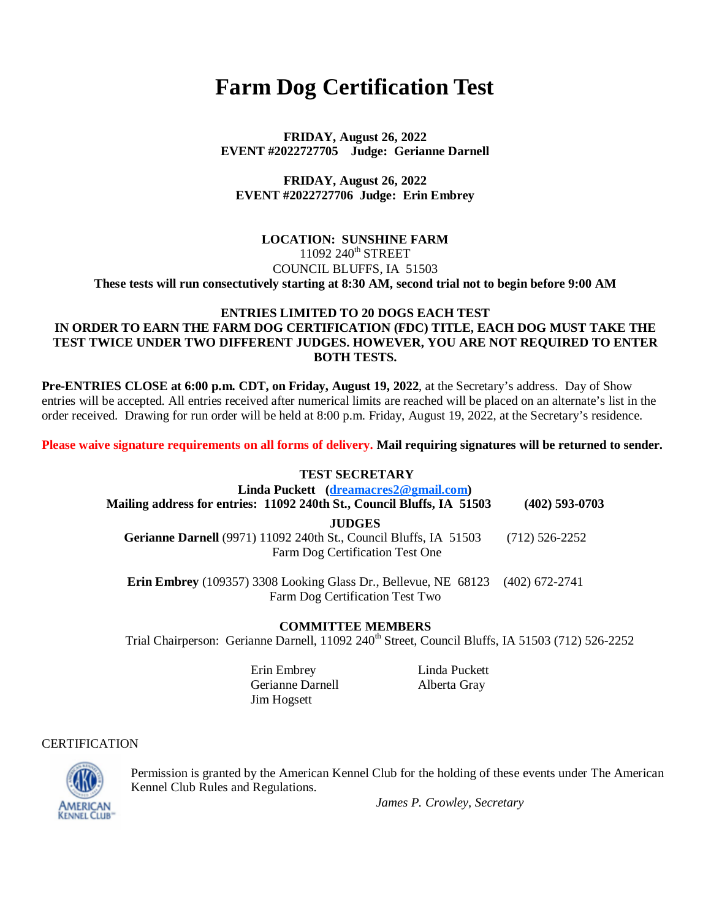# Farm Dog Certification Test

**FRIDAY, August 26, 2022**
**EVENT #2022727705 Judge: Gerianne Darnell**

**FRIDAY, August 26, 2022**
**EVENT #2022727706 Judge: Erin Embrey**

**LOCATION: SUNSHINE FARM**
11092 240th STREET
COUNCIL BLUFFS, IA 51503
**These tests will run consectutively starting at 8:30 AM, second trial not to begin before 9:00 AM**

**ENTRIES LIMITED TO 20 DOGS EACH TEST**
**IN ORDER TO EARN THE FARM DOG CERTIFICATION (FDC) TITLE, EACH DOG MUST TAKE THE TEST TWICE UNDER TWO DIFFERENT JUDGES. HOWEVER, YOU ARE NOT REQUIRED TO ENTER BOTH TESTS.**

**Pre-ENTRIES CLOSE at 6:00 p.m. CDT, on Friday, August 19, 2022**, at the Secretary's address. Day of Show entries will be accepted. All entries received after numerical limits are reached will be placed on an alternate's list in the order received. Drawing for run order will be held at 8:00 p.m. Friday, August 19, 2022, at the Secretary's residence.

**Please waive signature requirements on all forms of delivery. Mail requiring signatures will be returned to sender.**

**TEST SECRETARY**
**Linda Puckett (dreamacres2@gmail.com)**
**Mailing address for entries: 11092 240th St., Council Bluffs, IA 51503 (402) 593-0703**

**JUDGES**
**Gerianne Darnell** (9971) 11092 240th St., Council Bluffs, IA 51503 (712) 526-2252
Farm Dog Certification Test One

**Erin Embrey** (109357) 3308 Looking Glass Dr., Bellevue, NE 68123 (402) 672-2741
Farm Dog Certification Test Two

**COMMITTEE MEMBERS**
Trial Chairperson: Gerianne Darnell, 11092 240th Street, Council Bluffs, IA 51503 (712) 526-2252

Erin Embrey
Gerianne Darnell
Jim Hogsett
Linda Puckett
Alberta Gray

CERTIFICATION

Permission is granted by the American Kennel Club for the holding of these events under The American Kennel Club Rules and Regulations.

*James P. Crowley, Secretary*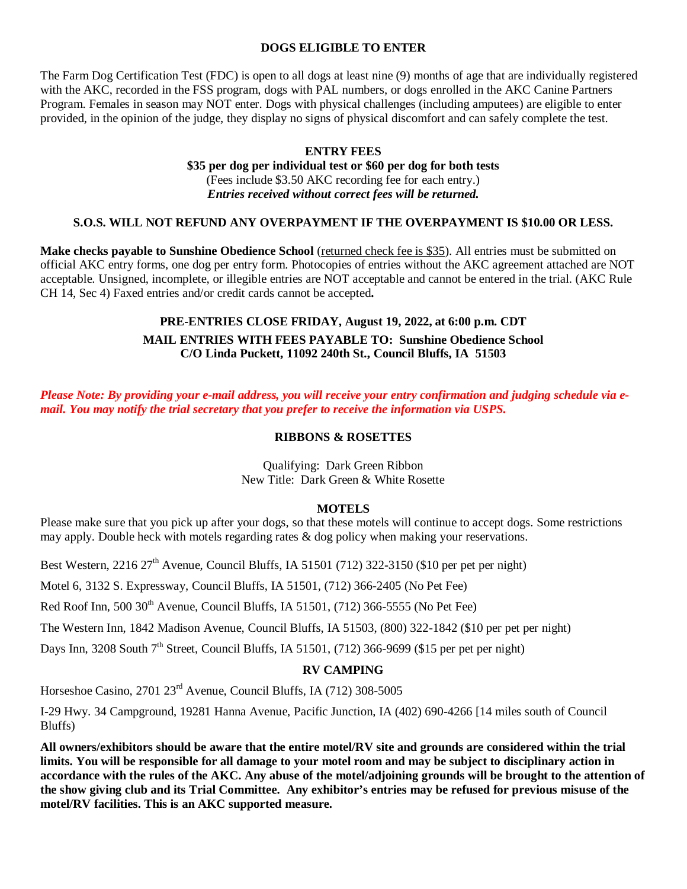## DOGS ELIGIBLE TO ENTER

The Farm Dog Certification Test (FDC) is open to all dogs at least nine (9) months of age that are individually registered with the AKC, recorded in the FSS program, dogs with PAL numbers, or dogs enrolled in the AKC Canine Partners Program. Females in season may NOT enter. Dogs with physical challenges (including amputees) are eligible to enter provided, in the opinion of the judge, they display no signs of physical discomfort and can safely complete the test.

## ENTRY FEES

**$35 per dog per individual test or $60 per dog for both tests**

(Fees include $3.50 AKC recording fee for each entry.)

***Entries received without correct fees will be returned.***

**S.O.S. WILL NOT REFUND ANY OVERPAYMENT IF THE OVERPAYMENT IS $10.00 OR LESS.**

**Make checks payable to Sunshine Obedience School** (returned check fee is $35). All entries must be submitted on official AKC entry forms, one dog per entry form. Photocopies of entries without the AKC agreement attached are NOT acceptable. Unsigned, incomplete, or illegible entries are NOT acceptable and cannot be entered in the trial. (AKC Rule CH 14, Sec 4) Faxed entries and/or credit cards cannot be accepted**.**

**PRE-ENTRIES CLOSE FRIDAY, August 19, 2022, at 6:00 p.m. CDT**

**MAIL ENTRIES WITH FEES PAYABLE TO: Sunshine Obedience School**
**C/O Linda Puckett, 11092 240th St., Council Bluffs, IA 51503**

***Please Note: By providing your e-mail address, you will receive your entry confirmation and judging schedule via e-mail. You may notify the trial secretary that you prefer to receive the information via USPS.***

## RIBBONS & ROSETTES

Qualifying: Dark Green Ribbon
New Title: Dark Green & White Rosette

## MOTELS

Please make sure that you pick up after your dogs, so that these motels will continue to accept dogs. Some restrictions may apply. Double heck with motels regarding rates & dog policy when making your reservations.

Best Western, 2216 27th Avenue, Council Bluffs, IA 51501 (712) 322-3150 ($10 per pet per night)

Motel 6, 3132 S. Expressway, Council Bluffs, IA 51501, (712) 366-2405 (No Pet Fee)

Red Roof Inn, 500 30th Avenue, Council Bluffs, IA 51501, (712) 366-5555 (No Pet Fee)

The Western Inn, 1842 Madison Avenue, Council Bluffs, IA 51503, (800) 322-1842 ($10 per pet per night)

Days Inn, 3208 South 7th Street, Council Bluffs, IA 51501, (712) 366-9699 ($15 per pet per night)

## RV CAMPING

Horseshoe Casino, 2701 23rd Avenue, Council Bluffs, IA (712) 308-5005

I-29 Hwy. 34 Campground, 19281 Hanna Avenue, Pacific Junction, IA (402) 690-4266 [14 miles south of Council Bluffs)

**All owners/exhibitors should be aware that the entire motel/RV site and grounds are considered within the trial limits. You will be responsible for all damage to your motel room and may be subject to disciplinary action in accordance with the rules of the AKC. Any abuse of the motel/adjoining grounds will be brought to the attention of the show giving club and its Trial Committee. Any exhibitor's entries may be refused for previous misuse of the motel/RV facilities. This is an AKC supported measure.**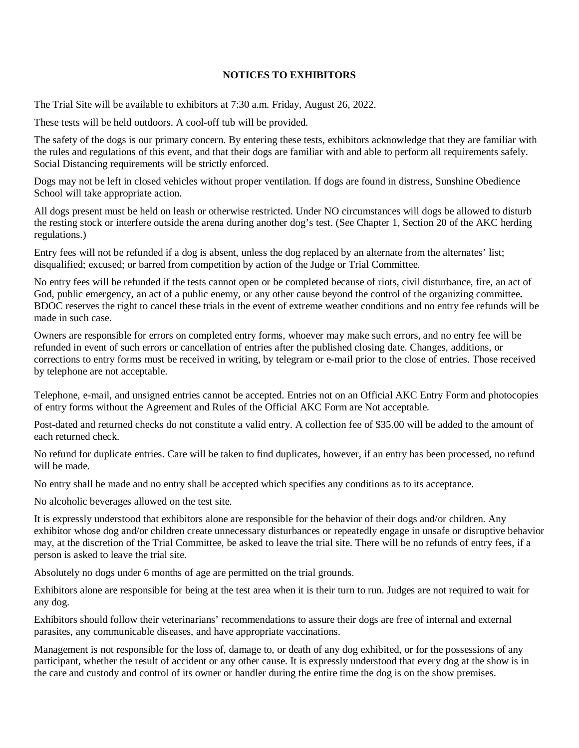## NOTICES TO EXHIBITORS

The Trial Site will be available to exhibitors at 7:30 a.m. Friday, August 26, 2022.

These tests will be held outdoors. A cool-off tub will be provided.

The safety of the dogs is our primary concern. By entering these tests, exhibitors acknowledge that they are familiar with the rules and regulations of this event, and that their dogs are familiar with and able to perform all requirements safely. Social Distancing requirements will be strictly enforced.

Dogs may not be left in closed vehicles without proper ventilation. If dogs are found in distress, Sunshine Obedience School will take appropriate action.

All dogs present must be held on leash or otherwise restricted. Under NO circumstances will dogs be allowed to disturb the resting stock or interfere outside the arena during another dog's test. (See Chapter 1, Section 20 of the AKC herding regulations.)

Entry fees will not be refunded if a dog is absent, unless the dog replaced by an alternate from the alternates' list; disqualified; excused; or barred from competition by action of the Judge or Trial Committee.

No entry fees will be refunded if the tests cannot open or be completed because of riots, civil disturbance, fire, an act of God, public emergency, an act of a public enemy, or any other cause beyond the control of the organizing committee**.** BDOC reserves the right to cancel these trials in the event of extreme weather conditions and no entry fee refunds will be made in such case.

Owners are responsible for errors on completed entry forms, whoever may make such errors, and no entry fee will be refunded in event of such errors or cancellation of entries after the published closing date. Changes, additions, or corrections to entry forms must be received in writing, by telegram or e-mail prior to the close of entries. Those received by telephone are not acceptable.

Telephone, e-mail, and unsigned entries cannot be accepted. Entries not on an Official AKC Entry Form and photocopies of entry forms without the Agreement and Rules of the Official AKC Form are Not acceptable.

Post-dated and returned checks do not constitute a valid entry. A collection fee of $35.00 will be added to the amount of each returned check.

No refund for duplicate entries. Care will be taken to find duplicates, however, if an entry has been processed, no refund will be made.

No entry shall be made and no entry shall be accepted which specifies any conditions as to its acceptance.

No alcoholic beverages allowed on the test site.

It is expressly understood that exhibitors alone are responsible for the behavior of their dogs and/or children. Any exhibitor whose dog and/or children create unnecessary disturbances or repeatedly engage in unsafe or disruptive behavior may, at the discretion of the Trial Committee, be asked to leave the trial site. There will be no refunds of entry fees, if a person is asked to leave the trial site.

Absolutely no dogs under 6 months of age are permitted on the trial grounds.

Exhibitors alone are responsible for being at the test area when it is their turn to run. Judges are not required to wait for any dog.

Exhibitors should follow their veterinarians' recommendations to assure their dogs are free of internal and external parasites, any communicable diseases, and have appropriate vaccinations.

Management is not responsible for the loss of, damage to, or death of any dog exhibited, or for the possessions of any participant, whether the result of accident or any other cause. It is expressly understood that every dog at the show is in the care and custody and control of its owner or handler during the entire time the dog is on the show premises.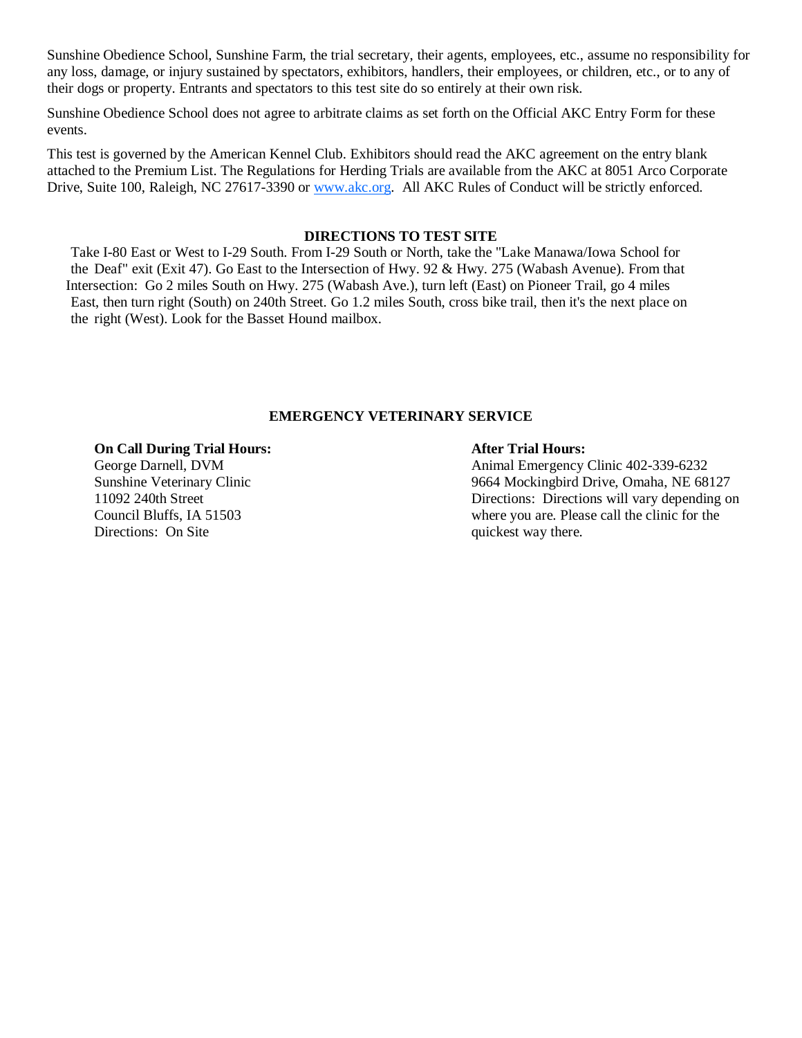Sunshine Obedience School, Sunshine Farm, the trial secretary, their agents, employees, etc., assume no responsibility for any loss, damage, or injury sustained by spectators, exhibitors, handlers, their employees, or children, etc., or to any of their dogs or property. Entrants and spectators to this test site do so entirely at their own risk.

Sunshine Obedience School does not agree to arbitrate claims as set forth on the Official AKC Entry Form for these events.

This test is governed by the American Kennel Club. Exhibitors should read the AKC agreement on the entry blank attached to the Premium List. The Regulations for Herding Trials are available from the AKC at 8051 Arco Corporate Drive, Suite 100, Raleigh, NC 27617-3390 or www.akc.org. All AKC Rules of Conduct will be strictly enforced.

**DIRECTIONS TO TEST SITE**

Take I-80 East or West to I-29 South. From I-29 South or North, take the "Lake Manawa/Iowa School for the Deaf" exit (Exit 47). Go East to the Intersection of Hwy. 92 & Hwy. 275 (Wabash Avenue). From that Intersection: Go 2 miles South on Hwy. 275 (Wabash Ave.), turn left (East) on Pioneer Trail, go 4 miles East, then turn right (South) on 240th Street. Go 1.2 miles South, cross bike trail, then it's the next place on the right (West). Look for the Basset Hound mailbox.

**EMERGENCY VETERINARY SERVICE**

**On Call During Trial Hours:**
George Darnell, DVM
Sunshine Veterinary Clinic
11092 240th Street
Council Bluffs, IA 51503
Directions: On Site

**After Trial Hours:**
Animal Emergency Clinic 402-339-6232
9664 Mockingbird Drive, Omaha, NE 68127
Directions: Directions will vary depending on where you are. Please call the clinic for the quickest way there.